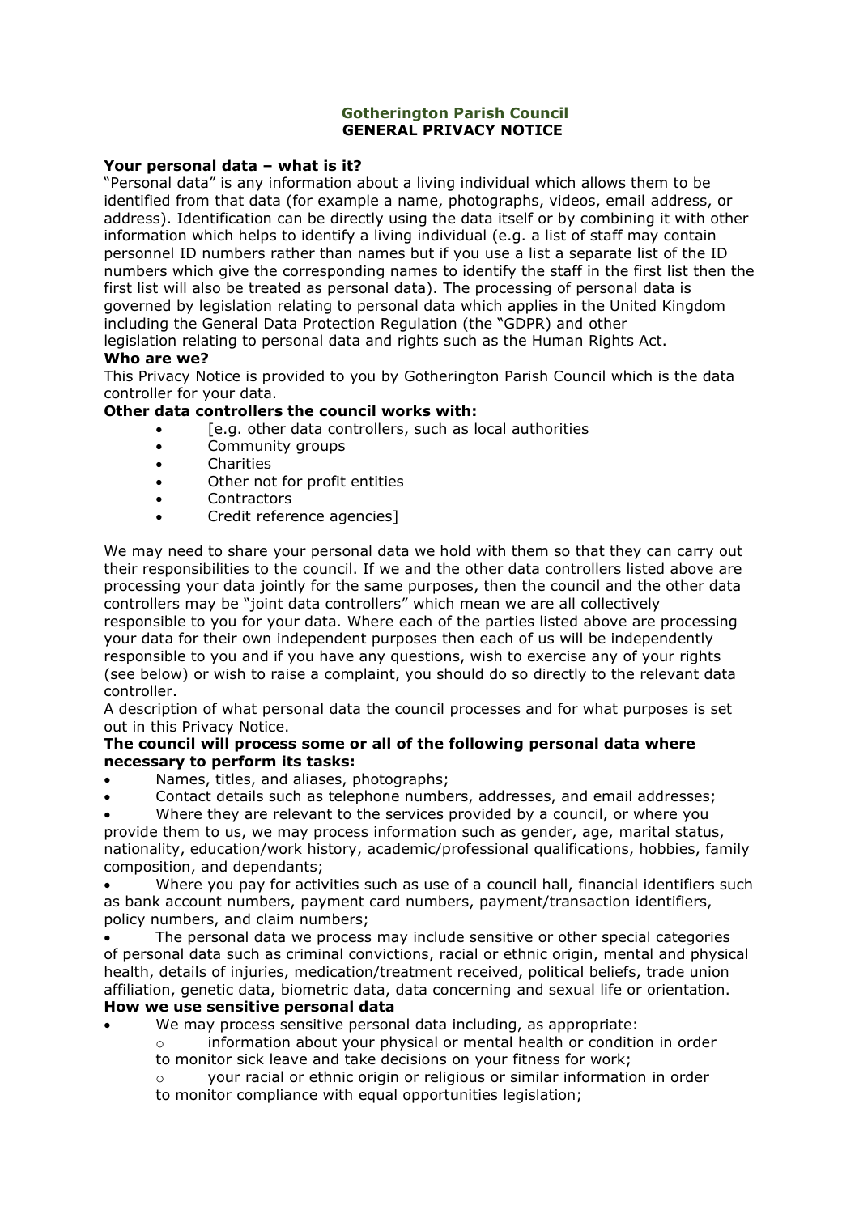**Gotherington Parish Council**
**GENERAL PRIVACY NOTICE**

**Your personal data – what is it?**

"Personal data" is any information about a living individual which allows them to be identified from that data (for example a name, photographs, videos, email address, or address). Identification can be directly using the data itself or by combining it with other information which helps to identify a living individual (e.g. a list of staff may contain personnel ID numbers rather than names but if you use a list a separate list of the ID numbers which give the corresponding names to identify the staff in the first list then the first list will also be treated as personal data). The processing of personal data is governed by legislation relating to personal data which applies in the United Kingdom including the General Data Protection Regulation (the "GDPR) and other legislation relating to personal data and rights such as the Human Rights Act.

**Who are we?**

This Privacy Notice is provided to you by Gotherington Parish Council which is the data controller for your data.

**Other data controllers the council works with:**

- [e.g. other data controllers, such as local authorities
- Community groups
- Charities
- Other not for profit entities
- Contractors
- Credit reference agencies]

We may need to share your personal data we hold with them so that they can carry out their responsibilities to the council. If we and the other data controllers listed above are processing your data jointly for the same purposes, then the council and the other data controllers may be "joint data controllers" which mean we are all collectively responsible to you for your data. Where each of the parties listed above are processing your data for their own independent purposes then each of us will be independently responsible to you and if you have any questions, wish to exercise any of your rights (see below) or wish to raise a complaint, you should do so directly to the relevant data controller.

A description of what personal data the council processes and for what purposes is set out in this Privacy Notice.

**The council will process some or all of the following personal data where necessary to perform its tasks:**

- Names, titles, and aliases, photographs;
- Contact details such as telephone numbers, addresses, and email addresses;
- Where they are relevant to the services provided by a council, or where you provide them to us, we may process information such as gender, age, marital status, nationality, education/work history, academic/professional qualifications, hobbies, family composition, and dependants;
- Where you pay for activities such as use of a council hall, financial identifiers such as bank account numbers, payment card numbers, payment/transaction identifiers, policy numbers, and claim numbers;
- The personal data we process may include sensitive or other special categories of personal data such as criminal convictions, racial or ethnic origin, mental and physical health, details of injuries, medication/treatment received, political beliefs, trade union affiliation, genetic data, biometric data, data concerning and sexual life or orientation.

**How we use sensitive personal data**

- We may process sensitive personal data including, as appropriate:
  - information about your physical or mental health or condition in order to monitor sick leave and take decisions on your fitness for work;
  - your racial or ethnic origin or religious or similar information in order to monitor compliance with equal opportunities legislation;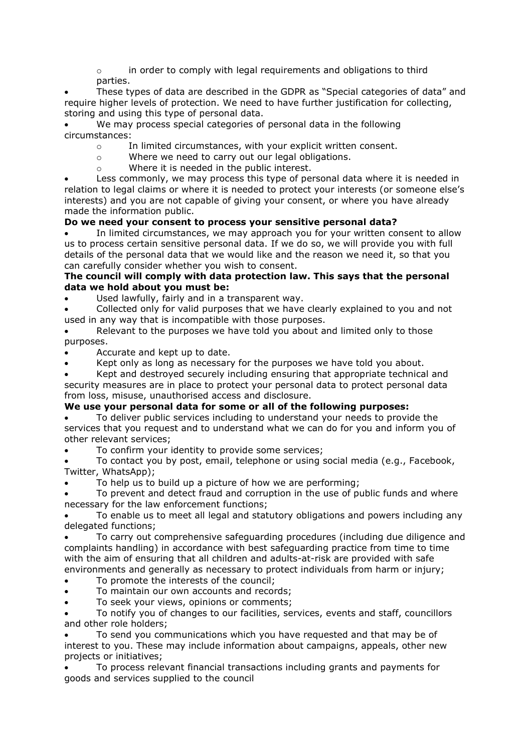- in order to comply with legal requirements and obligations to third parties.
- These types of data are described in the GDPR as "Special categories of data" and require higher levels of protection. We need to have further justification for collecting, storing and using this type of personal data.
- We may process special categories of personal data in the following circumstances:
    - In limited circumstances, with your explicit written consent.
    - Where we need to carry out our legal obligations.
    - Where it is needed in the public interest.
- Less commonly, we may process this type of personal data where it is needed in relation to legal claims or where it is needed to protect your interests (or someone else's interests) and you are not capable of giving your consent, or where you have already made the information public.

**Do we need your consent to process your sensitive personal data?**

- In limited circumstances, we may approach you for your written consent to allow us to process certain sensitive personal data. If we do so, we will provide you with full details of the personal data that we would like and the reason we need it, so that you can carefully consider whether you wish to consent.

**The council will comply with data protection law. This says that the personal data we hold about you must be:**

- Used lawfully, fairly and in a transparent way.
- Collected only for valid purposes that we have clearly explained to you and not used in any way that is incompatible with those purposes.
- Relevant to the purposes we have told you about and limited only to those purposes.
- Accurate and kept up to date.
- Kept only as long as necessary for the purposes we have told you about.
- Kept and destroyed securely including ensuring that appropriate technical and security measures are in place to protect your personal data to protect personal data from loss, misuse, unauthorised access and disclosure.

**We use your personal data for some or all of the following purposes:**

- To deliver public services including to understand your needs to provide the services that you request and to understand what we can do for you and inform you of other relevant services;
- To confirm your identity to provide some services;
- To contact you by post, email, telephone or using social media (e.g., Facebook, Twitter, WhatsApp);
- To help us to build up a picture of how we are performing;
- To prevent and detect fraud and corruption in the use of public funds and where necessary for the law enforcement functions;
- To enable us to meet all legal and statutory obligations and powers including any delegated functions;
- To carry out comprehensive safeguarding procedures (including due diligence and complaints handling) in accordance with best safeguarding practice from time to time with the aim of ensuring that all children and adults-at-risk are provided with safe environments and generally as necessary to protect individuals from harm or injury;
- To promote the interests of the council;
- To maintain our own accounts and records;
- To seek your views, opinions or comments;
- To notify you of changes to our facilities, services, events and staff, councillors and other role holders;
- To send you communications which you have requested and that may be of interest to you. These may include information about campaigns, appeals, other new projects or initiatives;
- To process relevant financial transactions including grants and payments for goods and services supplied to the council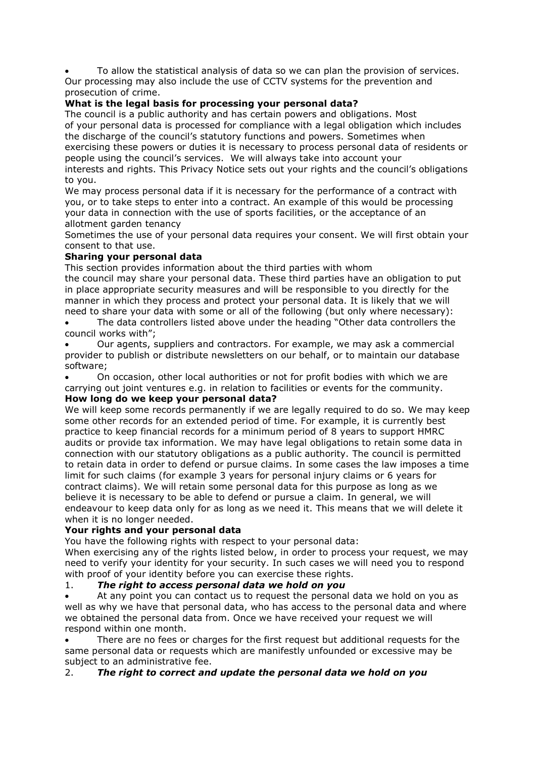- To allow the statistical analysis of data so we can plan the provision of services.

Our processing may also include the use of CCTV systems for the prevention and prosecution of crime.

**What is the legal basis for processing your personal data?**

The council is a public authority and has certain powers and obligations. Most of your personal data is processed for compliance with a legal obligation which includes the discharge of the council's statutory functions and powers. Sometimes when exercising these powers or duties it is necessary to process personal data of residents or people using the council's services. We will always take into account your interests and rights. This Privacy Notice sets out your rights and the council's obligations to you.

We may process personal data if it is necessary for the performance of a contract with you, or to take steps to enter into a contract. An example of this would be processing your data in connection with the use of sports facilities, or the acceptance of an allotment garden tenancy

Sometimes the use of your personal data requires your consent. We will first obtain your consent to that use.

**Sharing your personal data**

This section provides information about the third parties with whom the council may share your personal data. These third parties have an obligation to put in place appropriate security measures and will be responsible to you directly for the manner in which they process and protect your personal data. It is likely that we will need to share your data with some or all of the following (but only where necessary):

- The data controllers listed above under the heading "Other data controllers the council works with";
- Our agents, suppliers and contractors. For example, we may ask a commercial provider to publish or distribute newsletters on our behalf, or to maintain our database software;
- On occasion, other local authorities or not for profit bodies with which we are carrying out joint ventures e.g. in relation to facilities or events for the community.

**How long do we keep your personal data?**

We will keep some records permanently if we are legally required to do so. We may keep some other records for an extended period of time. For example, it is currently best practice to keep financial records for a minimum period of 8 years to support HMRC audits or provide tax information. We may have legal obligations to retain some data in connection with our statutory obligations as a public authority. The council is permitted to retain data in order to defend or pursue claims. In some cases the law imposes a time limit for such claims (for example 3 years for personal injury claims or 6 years for contract claims). We will retain some personal data for this purpose as long as we believe it is necessary to be able to defend or pursue a claim. In general, we will endeavour to keep data only for as long as we need it. This means that we will delete it when it is no longer needed.

**Your rights and your personal data**

You have the following rights with respect to your personal data:

When exercising any of the rights listed below, in order to process your request, we may need to verify your identity for your security. In such cases we will need you to respond with proof of your identity before you can exercise these rights.

1. ***The right to access personal data we hold on you***

- At any point you can contact us to request the personal data we hold on you as well as why we have that personal data, who has access to the personal data and where we obtained the personal data from. Once we have received your request we will respond within one month.
- There are no fees or charges for the first request but additional requests for the same personal data or requests which are manifestly unfounded or excessive may be subject to an administrative fee.

2. ***The right to correct and update the personal data we hold on you***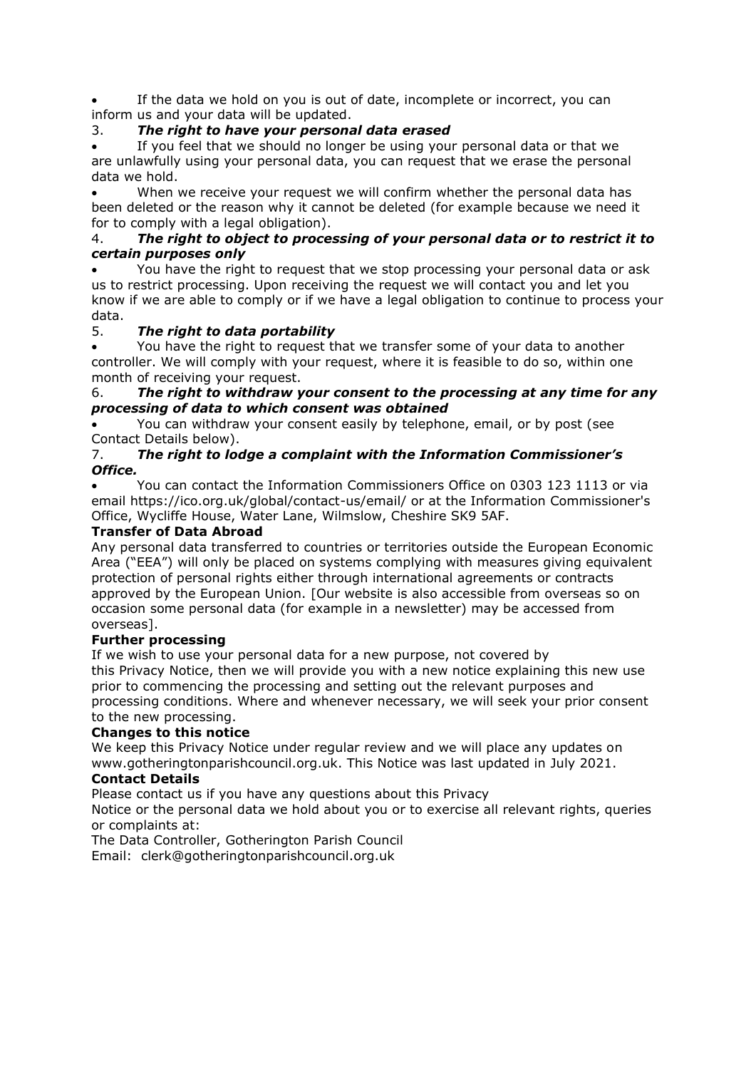- If the data we hold on you is out of date, incomplete or incorrect, you can inform us and your data will be updated.

3. ***The right to have your personal data erased***

- If you feel that we should no longer be using your personal data or that we are unlawfully using your personal data, you can request that we erase the personal data we hold.
- When we receive your request we will confirm whether the personal data has been deleted or the reason why it cannot be deleted (for example because we need it for to comply with a legal obligation).

4. ***The right to object to processing of your personal data or to restrict it to certain purposes only***

- You have the right to request that we stop processing your personal data or ask us to restrict processing. Upon receiving the request we will contact you and let you know if we are able to comply or if we have a legal obligation to continue to process your data.

5. ***The right to data portability***

- You have the right to request that we transfer some of your data to another controller. We will comply with your request, where it is feasible to do so, within one month of receiving your request.

6. ***The right to withdraw your consent to the processing at any time for any processing of data to which consent was obtained***

- You can withdraw your consent easily by telephone, email, or by post (see Contact Details below).

7. ***The right to lodge a complaint with the Information Commissioner's Office.***

- You can contact the Information Commissioners Office on 0303 123 1113 or via email https://ico.org.uk/global/contact-us/email/ or at the Information Commissioner's Office, Wycliffe House, Water Lane, Wilmslow, Cheshire SK9 5AF.

**Transfer of Data Abroad**

Any personal data transferred to countries or territories outside the European Economic Area ("EEA") will only be placed on systems complying with measures giving equivalent protection of personal rights either through international agreements or contracts approved by the European Union. [Our website is also accessible from overseas so on occasion some personal data (for example in a newsletter) may be accessed from overseas].

**Further processing**

If we wish to use your personal data for a new purpose, not covered by this Privacy Notice, then we will provide you with a new notice explaining this new use prior to commencing the processing and setting out the relevant purposes and processing conditions. Where and whenever necessary, we will seek your prior consent to the new processing.

**Changes to this notice**

We keep this Privacy Notice under regular review and we will place any updates on www.gotheringtonparishcouncil.org.uk. This Notice was last updated in July 2021.

**Contact Details**

Please contact us if you have any questions about this Privacy Notice or the personal data we hold about you or to exercise all relevant rights, queries or complaints at:

The Data Controller, Gotherington Parish Council
Email: clerk@gotheringtonparishcouncil.org.uk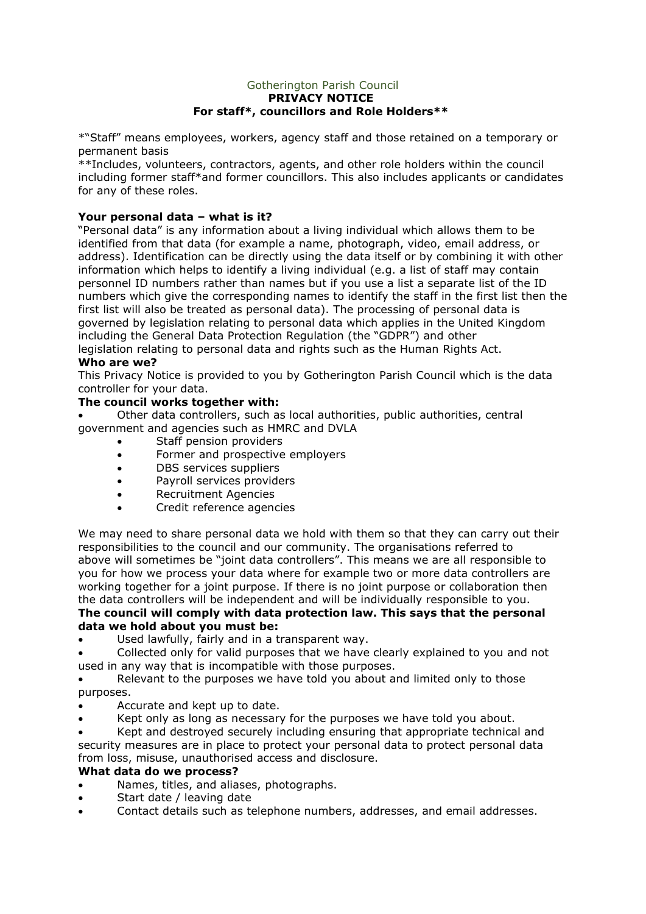Gotherington Parish Council

**PRIVACY NOTICE**

**For staff*, councillors and Role Holders****

*"Staff" means employees, workers, agency staff and those retained on a temporary or permanent basis

**Includes, volunteers, contractors, agents, and other role holders within the council including former staff*and former councillors. This also includes applicants or candidates for any of these roles.

**Your personal data – what is it?**

"Personal data" is any information about a living individual which allows them to be identified from that data (for example a name, photograph, video, email address, or address). Identification can be directly using the data itself or by combining it with other information which helps to identify a living individual (e.g. a list of staff may contain personnel ID numbers rather than names but if you use a list a separate list of the ID numbers which give the corresponding names to identify the staff in the first list then the first list will also be treated as personal data). The processing of personal data is governed by legislation relating to personal data which applies in the United Kingdom including the General Data Protection Regulation (the "GDPR") and other legislation relating to personal data and rights such as the Human Rights Act.

**Who are we?**

This Privacy Notice is provided to you by Gotherington Parish Council which is the data controller for your data.

**The council works together with:**

- Other data controllers, such as local authorities, public authorities, central government and agencies such as HMRC and DVLA
  - Staff pension providers
  - Former and prospective employers
  - DBS services suppliers
  - Payroll services providers
  - Recruitment Agencies
  - Credit reference agencies

We may need to share personal data we hold with them so that they can carry out their responsibilities to the council and our community. The organisations referred to above will sometimes be "joint data controllers". This means we are all responsible to you for how we process your data where for example two or more data controllers are working together for a joint purpose. If there is no joint purpose or collaboration then the data controllers will be independent and will be individually responsible to you.

**The council will comply with data protection law. This says that the personal data we hold about you must be:**

- Used lawfully, fairly and in a transparent way.
- Collected only for valid purposes that we have clearly explained to you and not used in any way that is incompatible with those purposes.
- Relevant to the purposes we have told you about and limited only to those purposes.
- Accurate and kept up to date.
- Kept only as long as necessary for the purposes we have told you about.
- Kept and destroyed securely including ensuring that appropriate technical and security measures are in place to protect your personal data to protect personal data from loss, misuse, unauthorised access and disclosure.

**What data do we process?**

- Names, titles, and aliases, photographs.
- Start date / leaving date
- Contact details such as telephone numbers, addresses, and email addresses.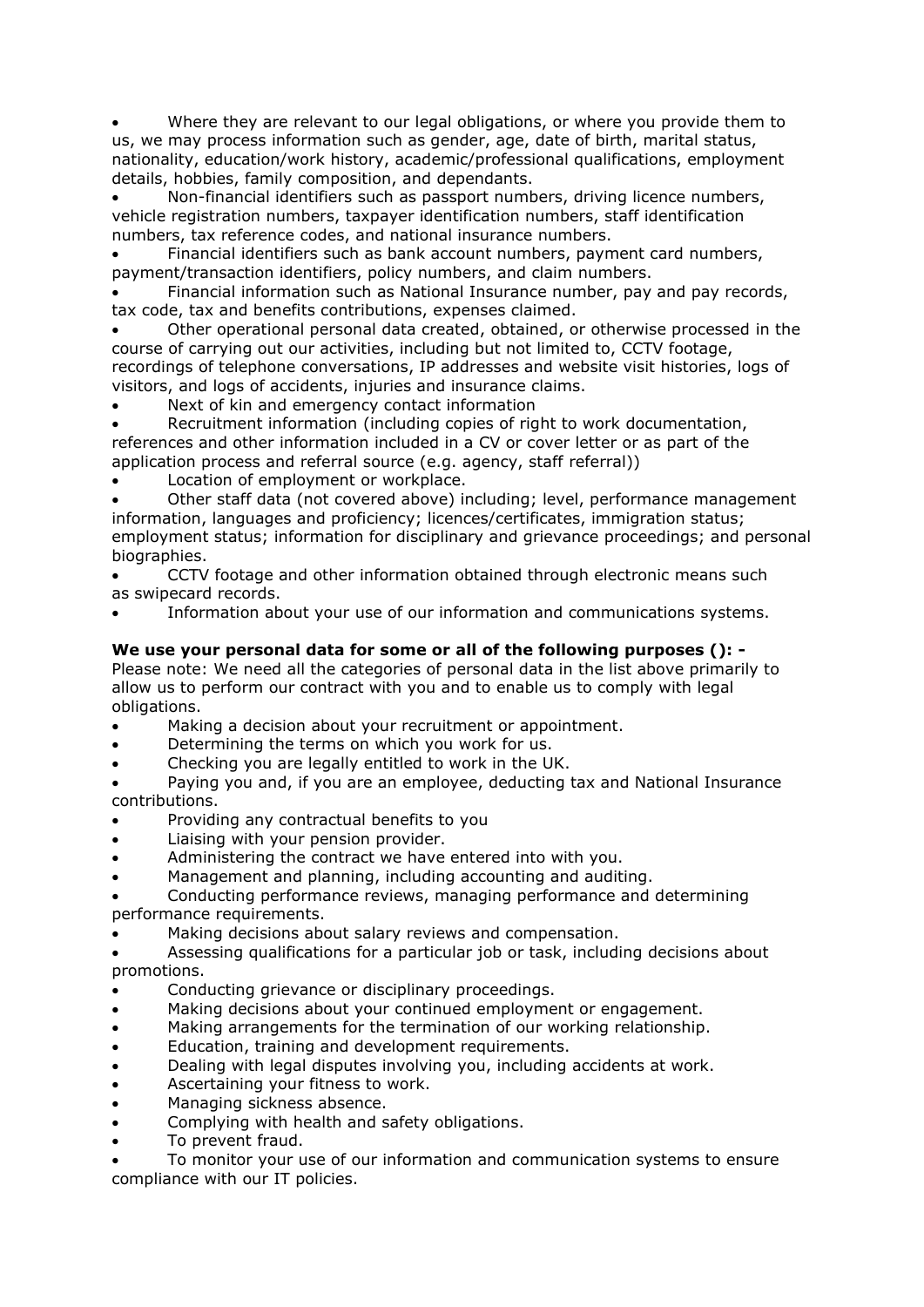- Where they are relevant to our legal obligations, or where you provide them to us, we may process information such as gender, age, date of birth, marital status, nationality, education/work history, academic/professional qualifications, employment details, hobbies, family composition, and dependants.
- Non-financial identifiers such as passport numbers, driving licence numbers, vehicle registration numbers, taxpayer identification numbers, staff identification numbers, tax reference codes, and national insurance numbers.
- Financial identifiers such as bank account numbers, payment card numbers, payment/transaction identifiers, policy numbers, and claim numbers.
- Financial information such as National Insurance number, pay and pay records, tax code, tax and benefits contributions, expenses claimed.
- Other operational personal data created, obtained, or otherwise processed in the course of carrying out our activities, including but not limited to, CCTV footage, recordings of telephone conversations, IP addresses and website visit histories, logs of visitors, and logs of accidents, injuries and insurance claims.
- Next of kin and emergency contact information
- Recruitment information (including copies of right to work documentation, references and other information included in a CV or cover letter or as part of the application process and referral source (e.g. agency, staff referral))
- Location of employment or workplace.
- Other staff data (not covered above) including; level, performance management information, languages and proficiency; licences/certificates, immigration status; employment status; information for disciplinary and grievance proceedings; and personal biographies.
- CCTV footage and other information obtained through electronic means such as swipecard records.
- Information about your use of our information and communications systems.

**We use your personal data for some or all of the following purposes (): -**

Please note: We need all the categories of personal data in the list above primarily to allow us to perform our contract with you and to enable us to comply with legal obligations.

- Making a decision about your recruitment or appointment.
- Determining the terms on which you work for us.
- Checking you are legally entitled to work in the UK.
- Paying you and, if you are an employee, deducting tax and National Insurance contributions.
- Providing any contractual benefits to you
- Liaising with your pension provider.
- Administering the contract we have entered into with you.
- Management and planning, including accounting and auditing.
- Conducting performance reviews, managing performance and determining performance requirements.
- Making decisions about salary reviews and compensation.
- Assessing qualifications for a particular job or task, including decisions about promotions.
- Conducting grievance or disciplinary proceedings.
- Making decisions about your continued employment or engagement.
- Making arrangements for the termination of our working relationship.
- Education, training and development requirements.
- Dealing with legal disputes involving you, including accidents at work.
- Ascertaining your fitness to work.
- Managing sickness absence.
- Complying with health and safety obligations.
- To prevent fraud.
- To monitor your use of our information and communication systems to ensure compliance with our IT policies.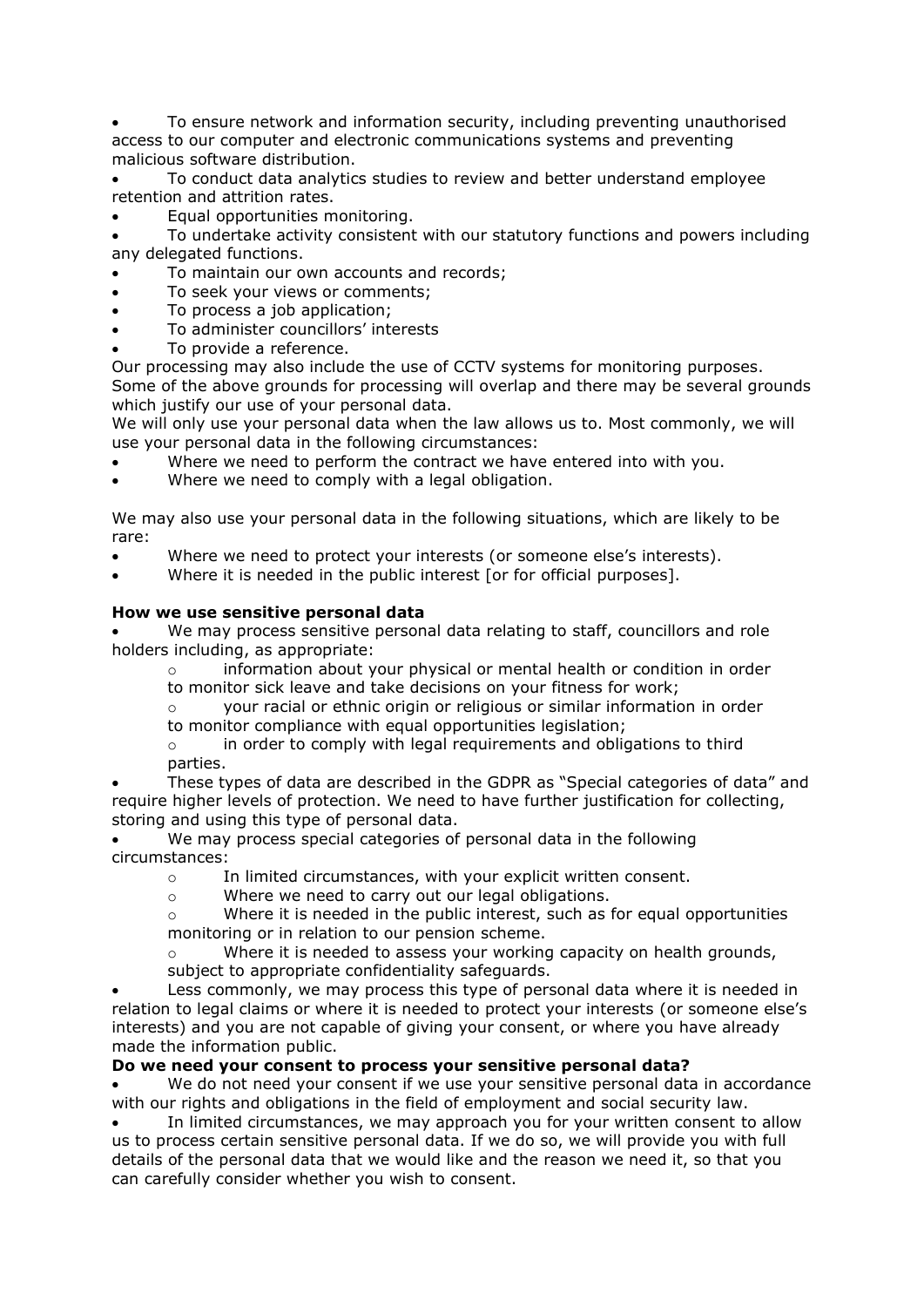- To ensure network and information security, including preventing unauthorised access to our computer and electronic communications systems and preventing malicious software distribution.
- To conduct data analytics studies to review and better understand employee retention and attrition rates.
- Equal opportunities monitoring.
- To undertake activity consistent with our statutory functions and powers including any delegated functions.
- To maintain our own accounts and records;
- To seek your views or comments;
- To process a job application;
- To administer councillors' interests
- To provide a reference.

Our processing may also include the use of CCTV systems for monitoring purposes.
Some of the above grounds for processing will overlap and there may be several grounds which justify our use of your personal data.
We will only use your personal data when the law allows us to. Most commonly, we will use your personal data in the following circumstances:

- Where we need to perform the contract we have entered into with you.
- Where we need to comply with a legal obligation.

We may also use your personal data in the following situations, which are likely to be rare:

- Where we need to protect your interests (or someone else's interests).
- Where it is needed in the public interest [or for official purposes].

**How we use sensitive personal data**

- We may process sensitive personal data relating to staff, councillors and role holders including, as appropriate:
  - information about your physical or mental health or condition in order to monitor sick leave and take decisions on your fitness for work;
  - your racial or ethnic origin or religious or similar information in order to monitor compliance with equal opportunities legislation;
  - in order to comply with legal requirements and obligations to third parties.
- These types of data are described in the GDPR as "Special categories of data" and require higher levels of protection. We need to have further justification for collecting, storing and using this type of personal data.
- We may process special categories of personal data in the following circumstances:
  - In limited circumstances, with your explicit written consent.
  - Where we need to carry out our legal obligations.
  - Where it is needed in the public interest, such as for equal opportunities monitoring or in relation to our pension scheme.
  - Where it is needed to assess your working capacity on health grounds, subject to appropriate confidentiality safeguards.
- Less commonly, we may process this type of personal data where it is needed in relation to legal claims or where it is needed to protect your interests (or someone else's interests) and you are not capable of giving your consent, or where you have already made the information public.

**Do we need your consent to process your sensitive personal data?**

- We do not need your consent if we use your sensitive personal data in accordance with our rights and obligations in the field of employment and social security law.
- In limited circumstances, we may approach you for your written consent to allow us to process certain sensitive personal data. If we do so, we will provide you with full details of the personal data that we would like and the reason we need it, so that you can carefully consider whether you wish to consent.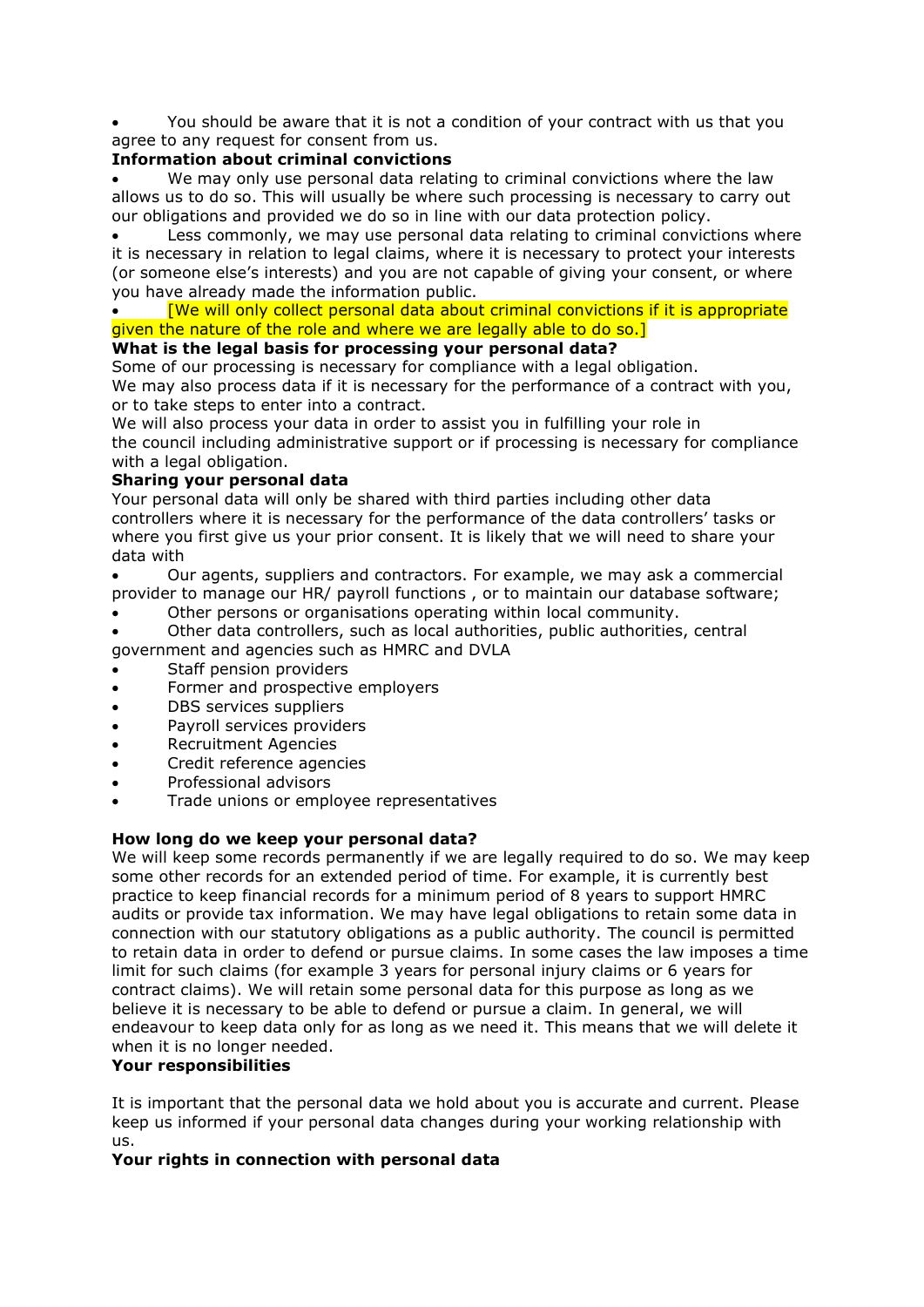- You should be aware that it is not a condition of your contract with us that you agree to any request for consent from us.

**Information about criminal convictions**

- We may only use personal data relating to criminal convictions where the law allows us to do so. This will usually be where such processing is necessary to carry out our obligations and provided we do so in line with our data protection policy.
- Less commonly, we may use personal data relating to criminal convictions where it is necessary in relation to legal claims, where it is necessary to protect your interests (or someone else's interests) and you are not capable of giving your consent, or where you have already made the information public.
- [We will only collect personal data about criminal convictions if it is appropriate given the nature of the role and where we are legally able to do so.]

**What is the legal basis for processing your personal data?**

Some of our processing is necessary for compliance with a legal obligation.
We may also process data if it is necessary for the performance of a contract with you, or to take steps to enter into a contract.
We will also process your data in order to assist you in fulfilling your role in the council including administrative support or if processing is necessary for compliance with a legal obligation.

**Sharing your personal data**

Your personal data will only be shared with third parties including other data controllers where it is necessary for the performance of the data controllers' tasks or where you first give us your prior consent. It is likely that we will need to share your data with

- Our agents, suppliers and contractors. For example, we may ask a commercial provider to manage our HR/ payroll functions , or to maintain our database software;
- Other persons or organisations operating within local community.
- Other data controllers, such as local authorities, public authorities, central government and agencies such as HMRC and DVLA
- Staff pension providers
- Former and prospective employers
- DBS services suppliers
- Payroll services providers
- Recruitment Agencies
- Credit reference agencies
- Professional advisors
- Trade unions or employee representatives

**How long do we keep your personal data?**

We will keep some records permanently if we are legally required to do so. We may keep some other records for an extended period of time. For example, it is currently best practice to keep financial records for a minimum period of 8 years to support HMRC audits or provide tax information. We may have legal obligations to retain some data in connection with our statutory obligations as a public authority. The council is permitted to retain data in order to defend or pursue claims. In some cases the law imposes a time limit for such claims (for example 3 years for personal injury claims or 6 years for contract claims). We will retain some personal data for this purpose as long as we believe it is necessary to be able to defend or pursue a claim. In general, we will endeavour to keep data only for as long as we need it. This means that we will delete it when it is no longer needed.

**Your responsibilities**

It is important that the personal data we hold about you is accurate and current. Please keep us informed if your personal data changes during your working relationship with us.

**Your rights in connection with personal data**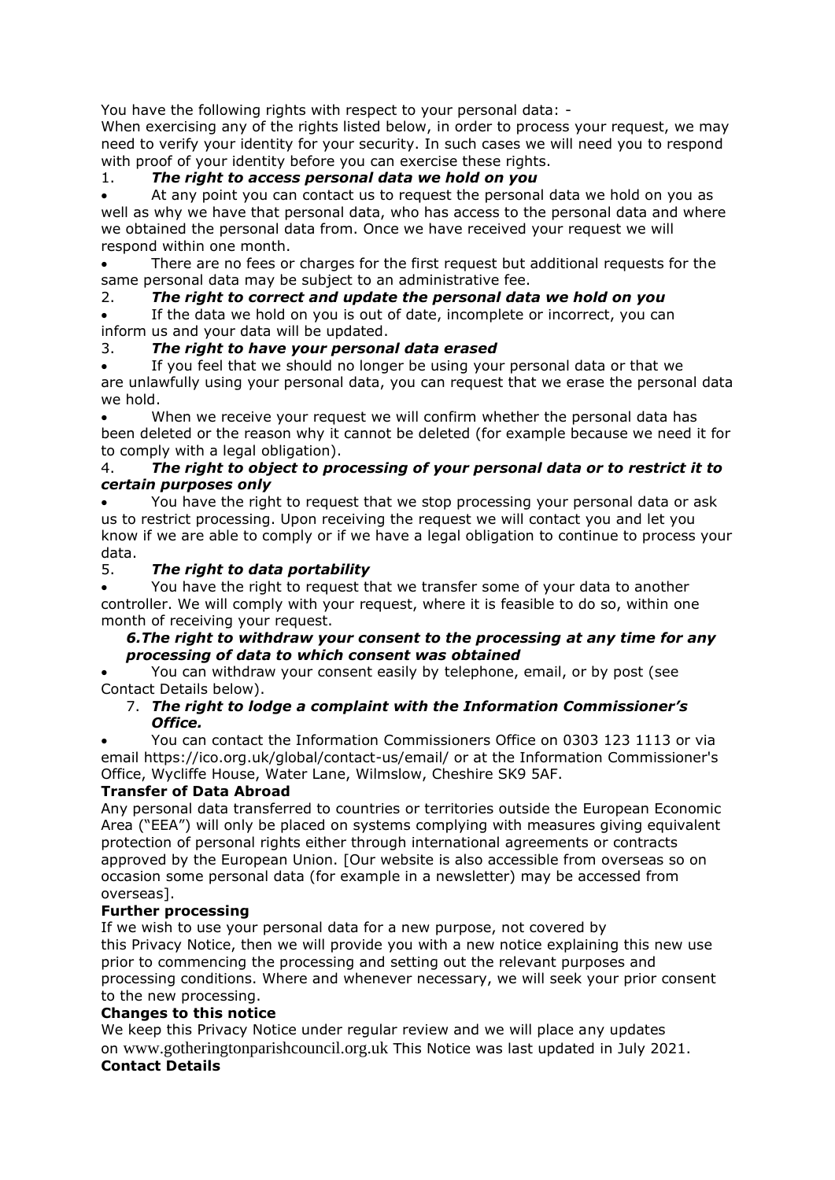You have the following rights with respect to your personal data: -

When exercising any of the rights listed below, in order to process your request, we may need to verify your identity for your security. In such cases we will need you to respond with proof of your identity before you can exercise these rights.

1. ***The right to access personal data we hold on you***

- At any point you can contact us to request the personal data we hold on you as well as why we have that personal data, who has access to the personal data and where we obtained the personal data from. Once we have received your request we will respond within one month.
- There are no fees or charges for the first request but additional requests for the same personal data may be subject to an administrative fee.

2. ***The right to correct and update the personal data we hold on you***

- If the data we hold on you is out of date, incomplete or incorrect, you can inform us and your data will be updated.

3. ***The right to have your personal data erased***

- If you feel that we should no longer be using your personal data or that we are unlawfully using your personal data, you can request that we erase the personal data we hold.
- When we receive your request we will confirm whether the personal data has been deleted or the reason why it cannot be deleted (for example because we need it for to comply with a legal obligation).

4. ***The right to object to processing of your personal data or to restrict it to certain purposes only***

- You have the right to request that we stop processing your personal data or ask us to restrict processing. Upon receiving the request we will contact you and let you know if we are able to comply or if we have a legal obligation to continue to process your data.

5. ***The right to data portability***

- You have the right to request that we transfer some of your data to another controller. We will comply with your request, where it is feasible to do so, within one month of receiving your request.

***6.The right to withdraw your consent to the processing at any time for any processing of data to which consent was obtained***

- You can withdraw your consent easily by telephone, email, or by post (see Contact Details below).

7. ***The right to lodge a complaint with the Information Commissioner's Office.***

- You can contact the Information Commissioners Office on 0303 123 1113 or via email https://ico.org.uk/global/contact-us/email/ or at the Information Commissioner's Office, Wycliffe House, Water Lane, Wilmslow, Cheshire SK9 5AF.

**Transfer of Data Abroad**

Any personal data transferred to countries or territories outside the European Economic Area ("EEA") will only be placed on systems complying with measures giving equivalent protection of personal rights either through international agreements or contracts approved by the European Union. [Our website is also accessible from overseas so on occasion some personal data (for example in a newsletter) may be accessed from overseas].

**Further processing**

If we wish to use your personal data for a new purpose, not covered by this Privacy Notice, then we will provide you with a new notice explaining this new use prior to commencing the processing and setting out the relevant purposes and processing conditions. Where and whenever necessary, we will seek your prior consent to the new processing.

**Changes to this notice**

We keep this Privacy Notice under regular review and we will place any updates on www.gotheringtonparishcouncil.org.uk This Notice was last updated in July 2021.

**Contact Details**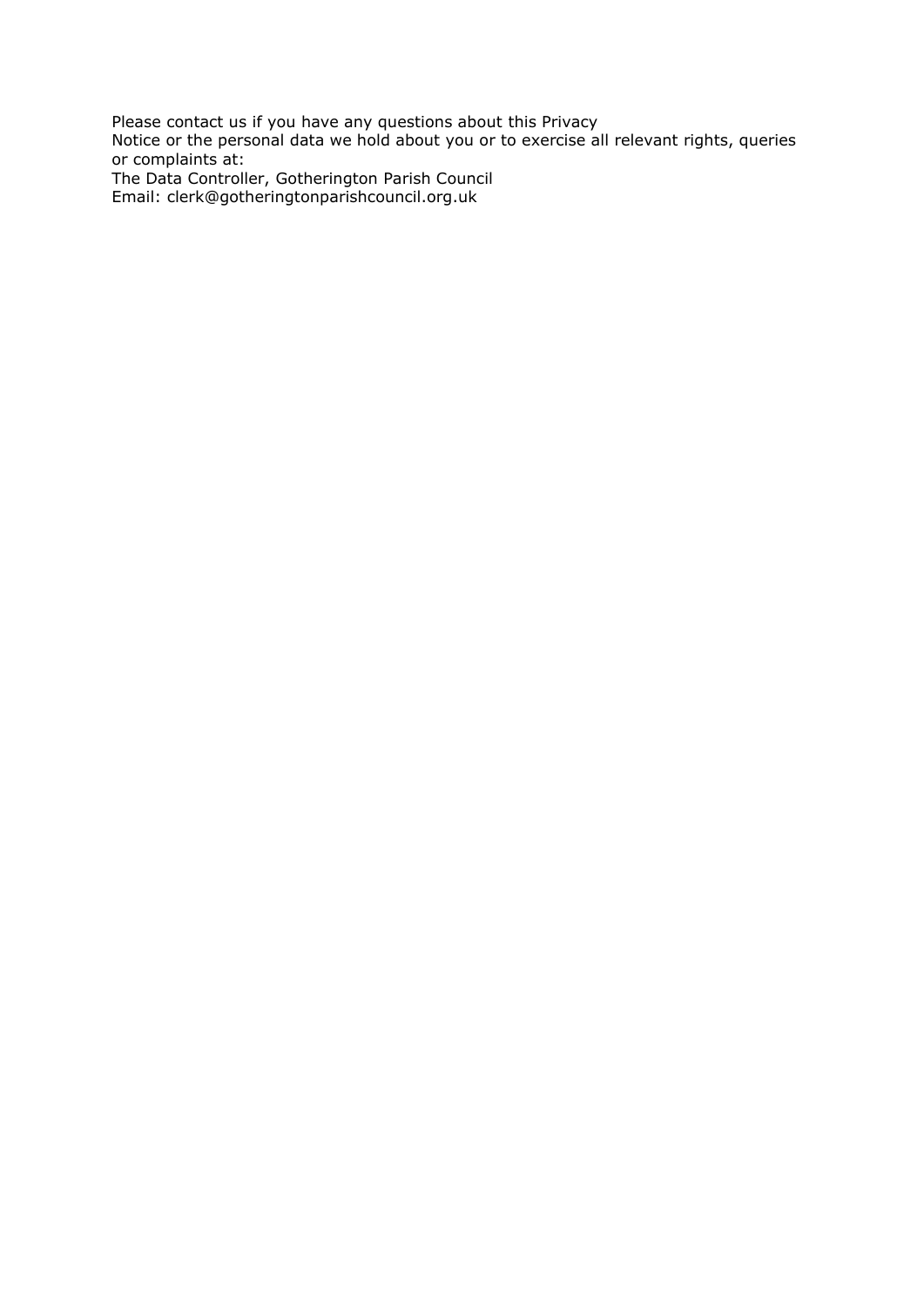Please contact us if you have any questions about this Privacy
Notice or the personal data we hold about you or to exercise all relevant rights, queries or complaints at:
The Data Controller, Gotherington Parish Council
Email: clerk@gotheringtonparishcouncil.org.uk